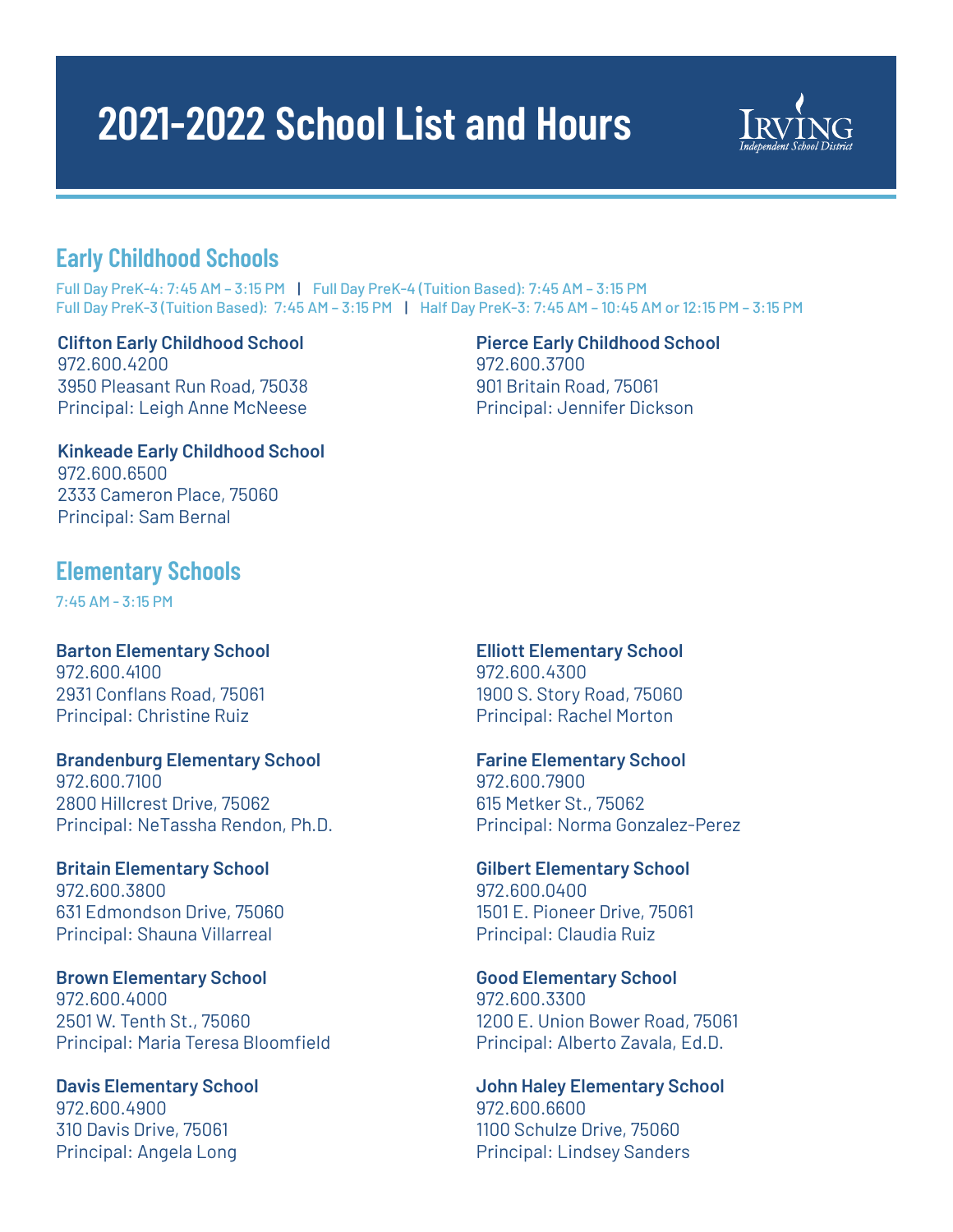# 2021-2022 School List and Hours

Irving Independent School District

## Early Childhood Schools

Full Day PreK-4: 7:45 AM – 3:15 PM | Full Day PreK-4 (Tuition Based): 7:45 AM – 3:15 PM
Full Day PreK-3 (Tuition Based): 7:45 AM – 3:15 PM | Half Day PreK-3: 7:45 AM – 10:45 AM or 12:15 PM – 3:15 PM

**Clifton Early Childhood School**
972.600.4200
3950 Pleasant Run Road, 75038
Principal: Leigh Anne McNeese

**Kinkeade Early Childhood School**
972.600.6500
2333 Cameron Place, 75060
Principal: Sam Bernal

**Pierce Early Childhood School**
972.600.3700
901 Britain Road, 75061
Principal: Jennifer Dickson

## Elementary Schools

7:45 AM - 3:15 PM

**Barton Elementary School**
972.600.4100
2931 Conflans Road, 75061
Principal: Christine Ruiz

**Brandenburg Elementary School**
972.600.7100
2800 Hillcrest Drive, 75062
Principal: NeTassha Rendon, Ph.D.

**Britain Elementary School**
972.600.3800
631 Edmondson Drive, 75060
Principal: Shauna Villarreal

**Brown Elementary School**
972.600.4000
2501 W. Tenth St., 75060
Principal: Maria Teresa Bloomfield

**Davis Elementary School**
972.600.4900
310 Davis Drive, 75061
Principal: Angela Long

**Elliott Elementary School**
972.600.4300
1900 S. Story Road, 75060
Principal: Rachel Morton

**Farine Elementary School**
972.600.7900
615 Metker St., 75062
Principal: Norma Gonzalez-Perez

**Gilbert Elementary School**
972.600.0400
1501 E. Pioneer Drive, 75061
Principal: Claudia Ruiz

**Good Elementary School**
972.600.3300
1200 E. Union Bower Road, 75061
Principal: Alberto Zavala, Ed.D.

**John Haley Elementary School**
972.600.6600
1100 Schulze Drive, 75060
Principal: Lindsey Sanders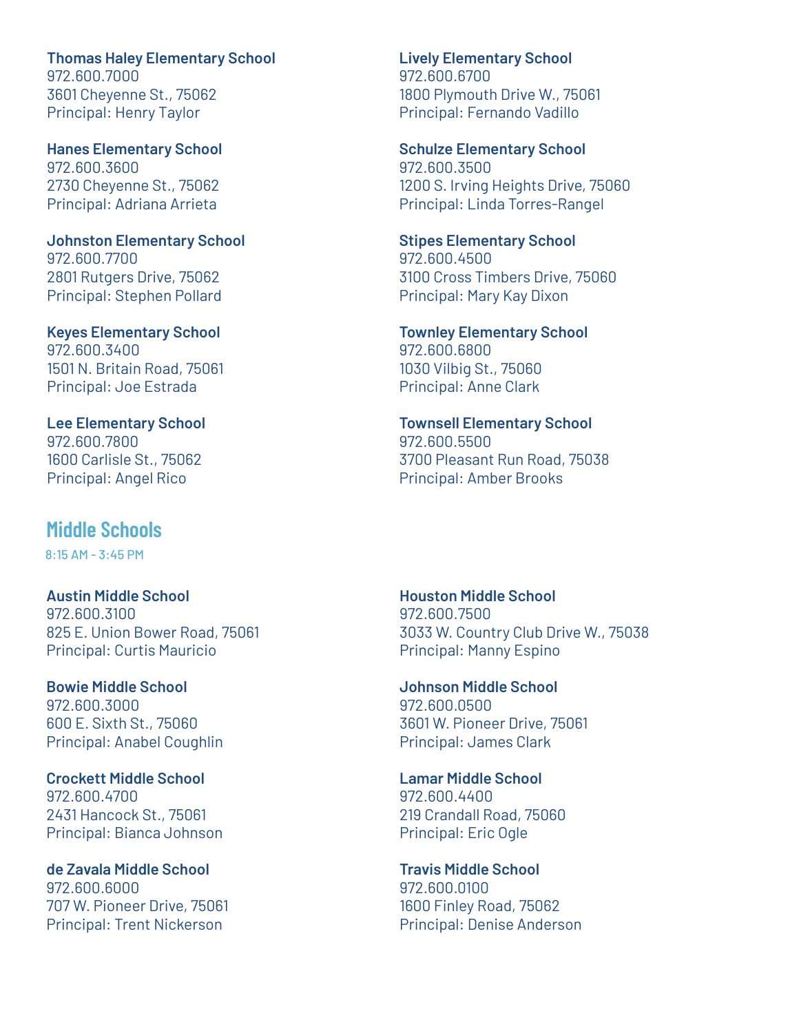**Thomas Haley Elementary School**
972.600.7000
3601 Cheyenne St., 75062
Principal: Henry Taylor

**Hanes Elementary School**
972.600.3600
2730 Cheyenne St., 75062
Principal: Adriana Arrieta

**Johnston Elementary School**
972.600.7700
2801 Rutgers Drive, 75062
Principal: Stephen Pollard

**Keyes Elementary School**
972.600.3400
1501 N. Britain Road, 75061
Principal: Joe Estrada

**Lee Elementary School**
972.600.7800
1600 Carlisle St., 75062
Principal: Angel Rico

**Lively Elementary School**
972.600.6700
1800 Plymouth Drive W., 75061
Principal: Fernando Vadillo

**Schulze Elementary School**
972.600.3500
1200 S. Irving Heights Drive, 75060
Principal: Linda Torres-Rangel

**Stipes Elementary School**
972.600.4500
3100 Cross Timbers Drive, 75060
Principal: Mary Kay Dixon

**Townley Elementary School**
972.600.6800
1030 Vilbig St., 75060
Principal: Anne Clark

**Townsell Elementary School**
972.600.5500
3700 Pleasant Run Road, 75038
Principal: Amber Brooks

## Middle Schools

8:15 AM - 3:45 PM

**Austin Middle School**
972.600.3100
825 E. Union Bower Road, 75061
Principal: Curtis Mauricio

**Bowie Middle School**
972.600.3000
600 E. Sixth St., 75060
Principal: Anabel Coughlin

**Crockett Middle School**
972.600.4700
2431 Hancock St., 75061
Principal: Bianca Johnson

**de Zavala Middle School**
972.600.6000
707 W. Pioneer Drive, 75061
Principal: Trent Nickerson

**Houston Middle School**
972.600.7500
3033 W. Country Club Drive W., 75038
Principal: Manny Espino

**Johnson Middle School**
972.600.0500
3601 W. Pioneer Drive, 75061
Principal: James Clark

**Lamar Middle School**
972.600.4400
219 Crandall Road, 75060
Principal: Eric Ogle

**Travis Middle School**
972.600.0100
1600 Finley Road, 75062
Principal: Denise Anderson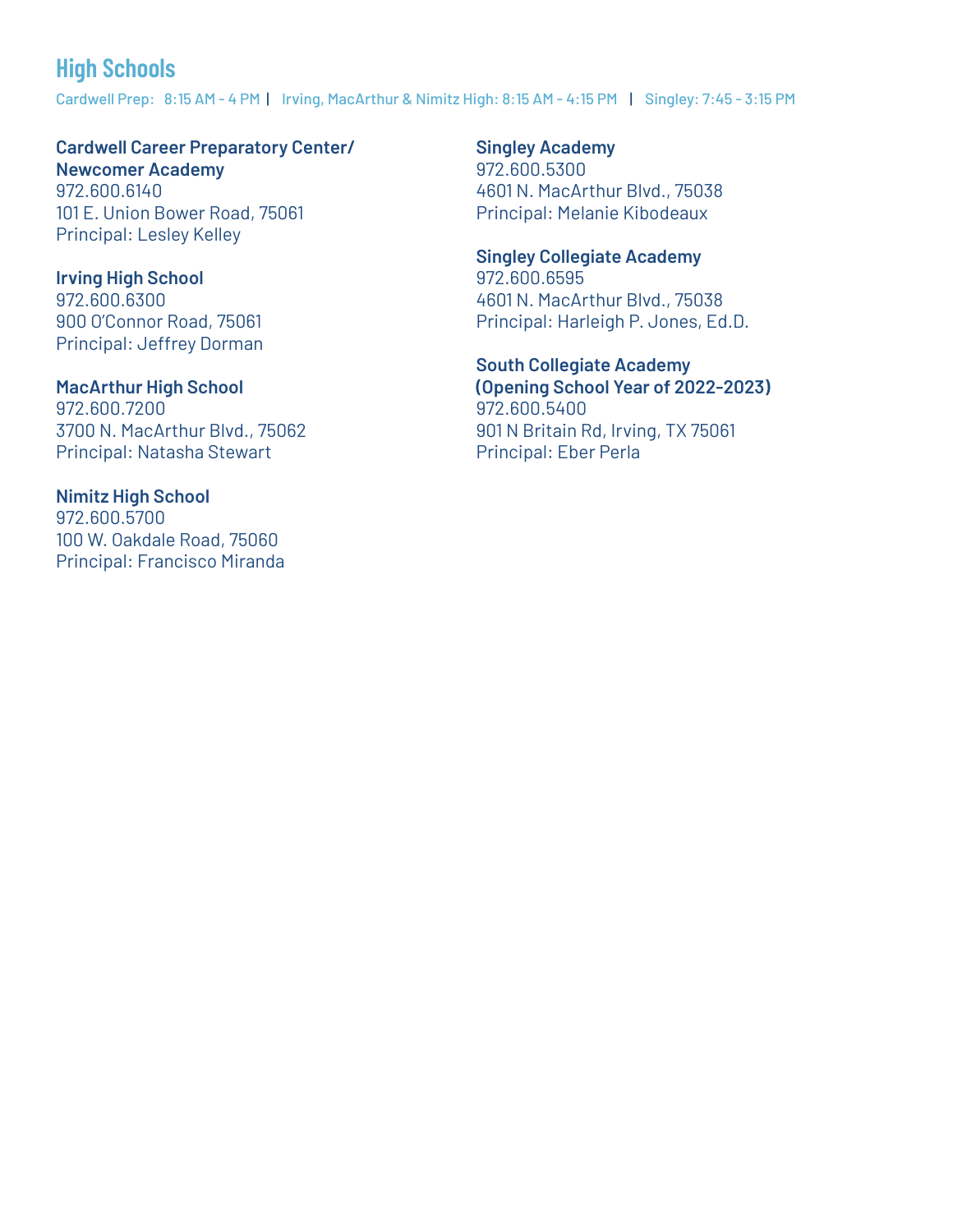## High Schools

Cardwell Prep: 8:15 AM - 4 PM | Irving, MacArthur & Nimitz High: 8:15 AM - 4:15 PM | Singley: 7:45 - 3:15 PM

**Cardwell Career Preparatory Center/ Newcomer Academy**
972.600.6140
101 E. Union Bower Road, 75061
Principal: Lesley Kelley

**Irving High School**
972.600.6300
900 O'Connor Road, 75061
Principal: Jeffrey Dorman

**MacArthur High School**
972.600.7200
3700 N. MacArthur Blvd., 75062
Principal: Natasha Stewart

**Nimitz High School**
972.600.5700
100 W. Oakdale Road, 75060
Principal: Francisco Miranda

**Singley Academy**
972.600.5300
4601 N. MacArthur Blvd., 75038
Principal: Melanie Kibodeaux

**Singley Collegiate Academy**
972.600.6595
4601 N. MacArthur Blvd., 75038
Principal: Harleigh P. Jones, Ed.D.

**South Collegiate Academy (Opening School Year of 2022-2023)**
972.600.5400
901 N Britain Rd, Irving, TX 75061
Principal: Eber Perla